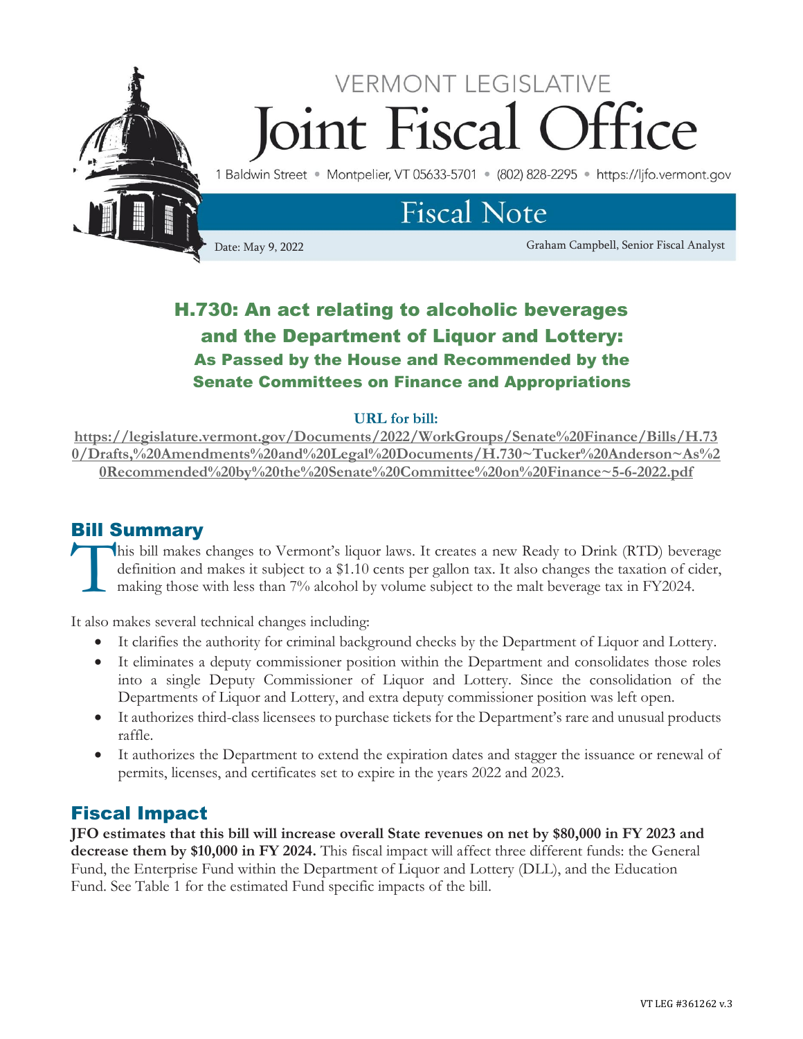# VERMONT LEGISLATIVE Joint Fiscal Office

1 Baldwin Street • Montpelier, VT 05633-5701 • (802) 828-2295 • https://ljfo.vermont.gov

## Fiscal Note

Date: May 9, 2022

Graham Campbell, Senior Fiscal Analyst

## H.730: An act relating to alcoholic beverages and the Department of Liquor and Lottery: As Passed by the House and Recommended by the Senate Committees on Finance and Appropriations

**URL for bill:**

**https://legislature.vermont.gov/Documents/2022/WorkGroups/Senate%20Finance/Bills/H.730/Drafts,%20Amendments%20and%20Legal%20Documents/H.730~Tucker%20Anderson~As%20Recommended%20by%20the%20Senate%20Committee%20on%20Finance~5-6-2022.pdf**

## Bill Summary

This bill makes changes to Vermont's liquor laws. It creates a new Ready to Drink (RTD) beverage definition and makes it subject to a $1.10 cents per gallon tax. It also changes the taxation of cider, making those with less than 7% alcohol by volume subject to the malt beverage tax in FY2024.

It also makes several technical changes including:

- It clarifies the authority for criminal background checks by the Department of Liquor and Lottery.
- It eliminates a deputy commissioner position within the Department and consolidates those roles into a single Deputy Commissioner of Liquor and Lottery. Since the consolidation of the Departments of Liquor and Lottery, and extra deputy commissioner position was left open.
- It authorizes third-class licensees to purchase tickets for the Department's rare and unusual products raffle.
- It authorizes the Department to extend the expiration dates and stagger the issuance or renewal of permits, licenses, and certificates set to expire in the years 2022 and 2023.

## Fiscal Impact

**JFO estimates that this bill will increase overall State revenues on net by $80,000 in FY 2023 and decrease them by $10,000 in FY 2024.** This fiscal impact will affect three different funds: the General Fund, the Enterprise Fund within the Department of Liquor and Lottery (DLL), and the Education Fund. See Table 1 for the estimated Fund specific impacts of the bill.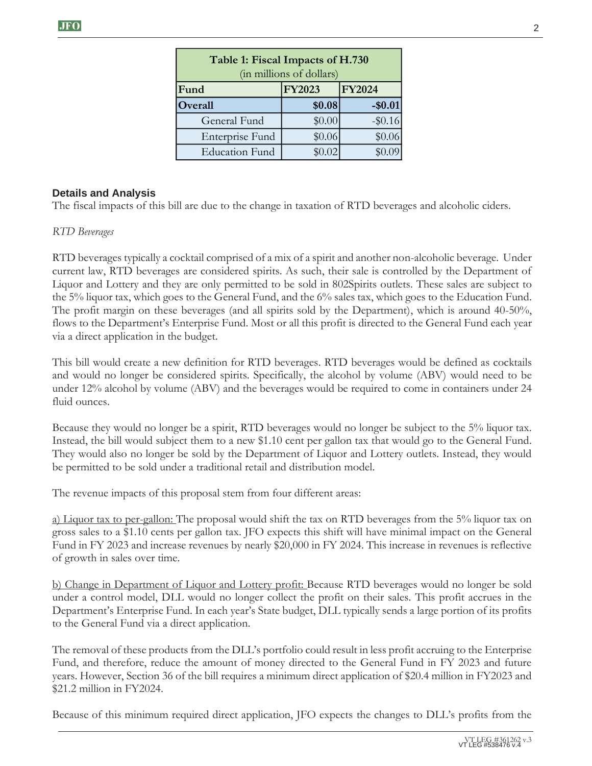| Table 1: Fiscal Impacts of H.730 (in millions of dollars) | | |
|---|---|---|
| **Fund** | **FY2023** | **FY2024** |
| **Overall** | **$0.08** | **-$0.01** |
| General Fund | $0.00 | -$0.16 |
| Enterprise Fund | $0.06 | $0.06 |
| Education Fund | $0.02 | $0.09 |

## Details and Analysis

The fiscal impacts of this bill are due to the change in taxation of RTD beverages and alcoholic ciders.

*RTD Beverages*

RTD beverages typically a cocktail comprised of a mix of a spirit and another non-alcoholic beverage. Under current law, RTD beverages are considered spirits. As such, their sale is controlled by the Department of Liquor and Lottery and they are only permitted to be sold in 802Spirits outlets. These sales are subject to the 5% liquor tax, which goes to the General Fund, and the 6% sales tax, which goes to the Education Fund. The profit margin on these beverages (and all spirits sold by the Department), which is around 40-50%, flows to the Department's Enterprise Fund. Most or all this profit is directed to the General Fund each year via a direct application in the budget.

This bill would create a new definition for RTD beverages. RTD beverages would be defined as cocktails and would no longer be considered spirits. Specifically, the alcohol by volume (ABV) would need to be under 12% alcohol by volume (ABV) and the beverages would be required to come in containers under 24 fluid ounces.

Because they would no longer be a spirit, RTD beverages would no longer be subject to the 5% liquor tax. Instead, the bill would subject them to a new $1.10 cent per gallon tax that would go to the General Fund. They would also no longer be sold by the Department of Liquor and Lottery outlets. Instead, they would be permitted to be sold under a traditional retail and distribution model.

The revenue impacts of this proposal stem from four different areas:

<u>a) Liquor tax to per-gallon:</u> The proposal would shift the tax on RTD beverages from the 5% liquor tax on gross sales to a $1.10 cents per gallon tax. JFO expects this shift will have minimal impact on the General Fund in FY 2023 and increase revenues by nearly $20,000 in FY 2024. This increase in revenues is reflective of growth in sales over time.

<u>b) Change in Department of Liquor and Lottery profit:</u> Because RTD beverages would no longer be sold under a control model, DLL would no longer collect the profit on their sales. This profit accrues in the Department's Enterprise Fund. In each year's State budget, DLL typically sends a large portion of its profits to the General Fund via a direct application.

The removal of these products from the DLL's portfolio could result in less profit accruing to the Enterprise Fund, and therefore, reduce the amount of money directed to the General Fund in FY 2023 and future years. However, Section 36 of the bill requires a minimum direct application of $20.4 million in FY2023 and $21.2 million in FY2024.

Because of this minimum required direct application, JFO expects the changes to DLL's profits from the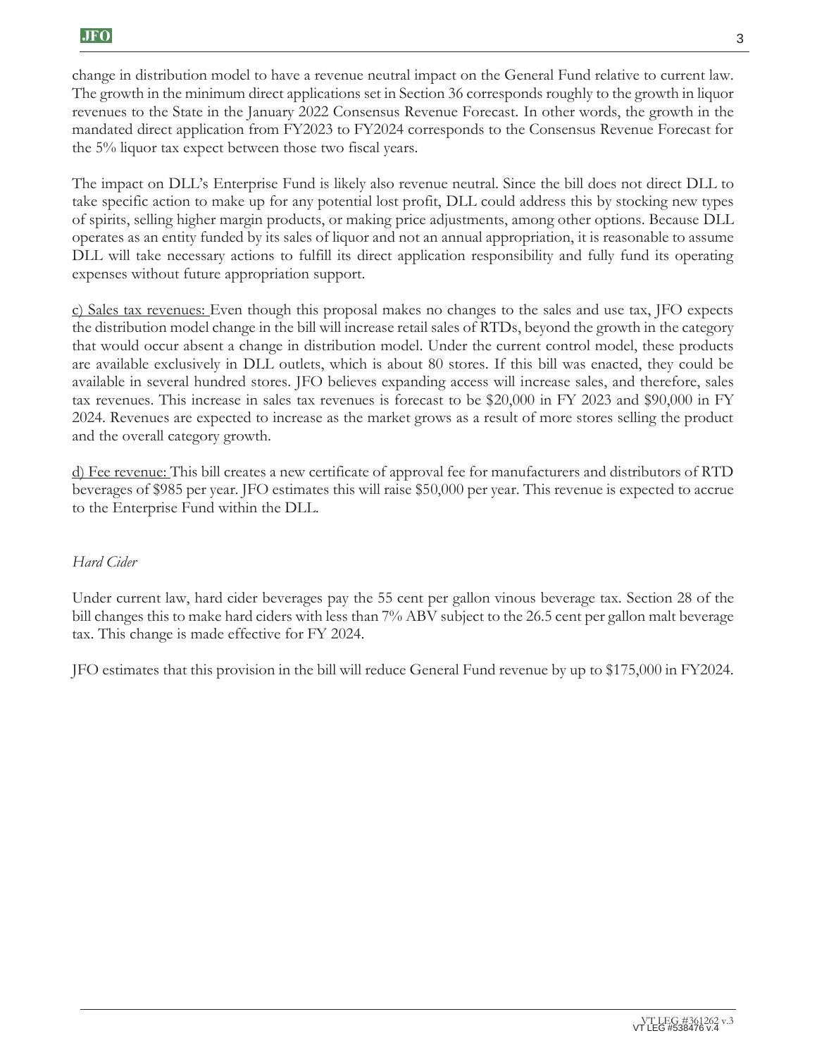change in distribution model to have a revenue neutral impact on the General Fund relative to current law. The growth in the minimum direct applications set in Section 36 corresponds roughly to the growth in liquor revenues to the State in the January 2022 Consensus Revenue Forecast. In other words, the growth in the mandated direct application from FY2023 to FY2024 corresponds to the Consensus Revenue Forecast for the 5% liquor tax expect between those two fiscal years.

The impact on DLL's Enterprise Fund is likely also revenue neutral. Since the bill does not direct DLL to take specific action to make up for any potential lost profit, DLL could address this by stocking new types of spirits, selling higher margin products, or making price adjustments, among other options. Because DLL operates as an entity funded by its sales of liquor and not an annual appropriation, it is reasonable to assume DLL will take necessary actions to fulfill its direct application responsibility and fully fund its operating expenses without future appropriation support.

<u>c) Sales tax revenues:</u> Even though this proposal makes no changes to the sales and use tax, JFO expects the distribution model change in the bill will increase retail sales of RTDs, beyond the growth in the category that would occur absent a change in distribution model. Under the current control model, these products are available exclusively in DLL outlets, which is about 80 stores. If this bill was enacted, they could be available in several hundred stores. JFO believes expanding access will increase sales, and therefore, sales tax revenues. This increase in sales tax revenues is forecast to be $20,000 in FY 2023 and $90,000 in FY 2024. Revenues are expected to increase as the market grows as a result of more stores selling the product and the overall category growth.

<u>d) Fee revenue:</u> This bill creates a new certificate of approval fee for manufacturers and distributors of RTD beverages of $985 per year. JFO estimates this will raise $50,000 per year. This revenue is expected to accrue to the Enterprise Fund within the DLL.

*Hard Cider*

Under current law, hard cider beverages pay the 55 cent per gallon vinous beverage tax. Section 28 of the bill changes this to make hard ciders with less than 7% ABV subject to the 26.5 cent per gallon malt beverage tax. This change is made effective for FY 2024.

JFO estimates that this provision in the bill will reduce General Fund revenue by up to $175,000 in FY2024.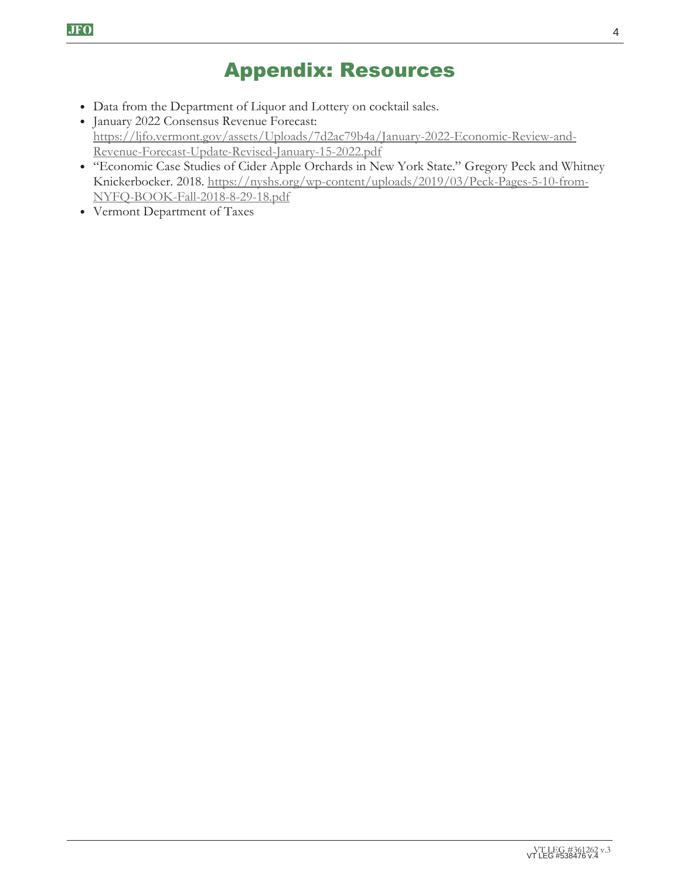# Appendix: Resources

- Data from the Department of Liquor and Lottery on cocktail sales.
- January 2022 Consensus Revenue Forecast: https://ljfo.vermont.gov/assets/Uploads/7d2ac79b4a/January-2022-Economic-Review-and-Revenue-Forecast-Update-Revised-January-15-2022.pdf
- "Economic Case Studies of Cider Apple Orchards in New York State." Gregory Peck and Whitney Knickerbocker. 2018. https://nyshs.org/wp-content/uploads/2019/03/Peck-Pages-5-10-from-NYFQ-BOOK-Fall-2018-8-29-18.pdf
- Vermont Department of Taxes